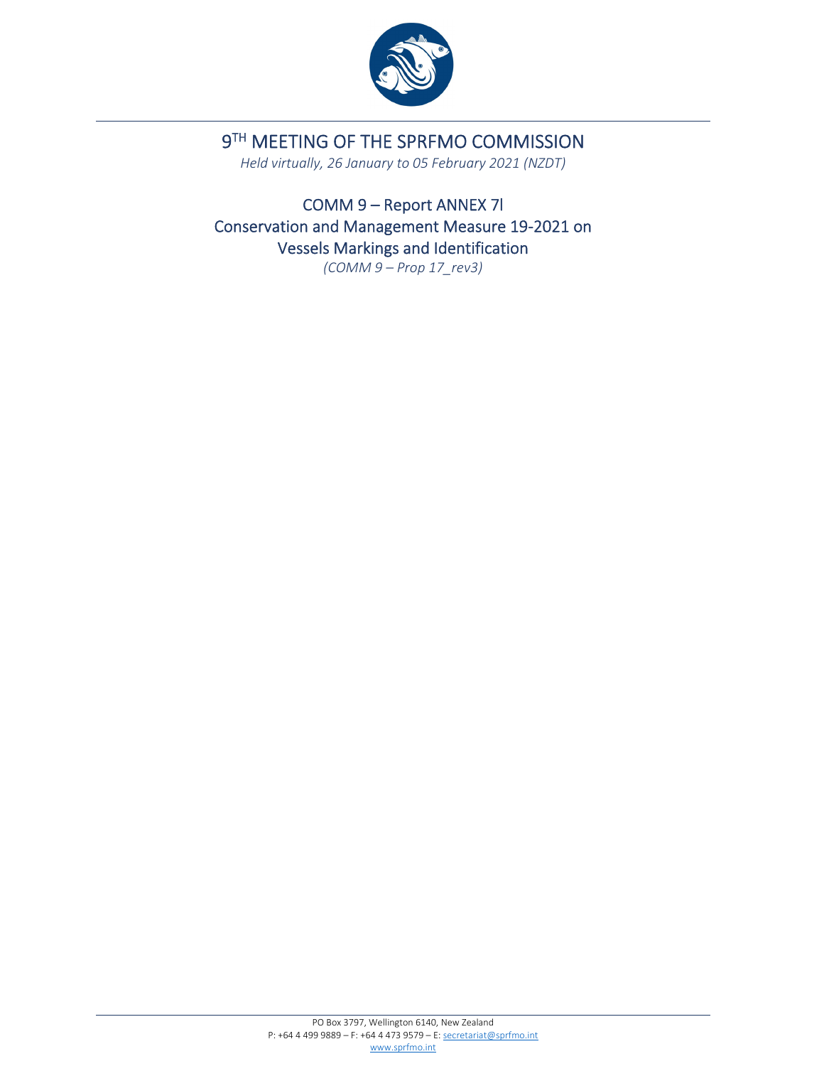# 9TH MEETING OF THE SPRFMO COMMISSION

*Held virtually, 26 January to 05 February 2021 (NZDT)*

## COMM 9 – Report ANNEX 7l
## Conservation and Management Measure 19-2021 on Vessels Markings and Identification

*(COMM 9 – Prop 17_rev3)*

PO Box 3797, Wellington 6140, New Zealand
P: +64 4 499 9889 – F: +64 4 473 9579 – E: secretariat@sprfmo.int
www.sprfmo.int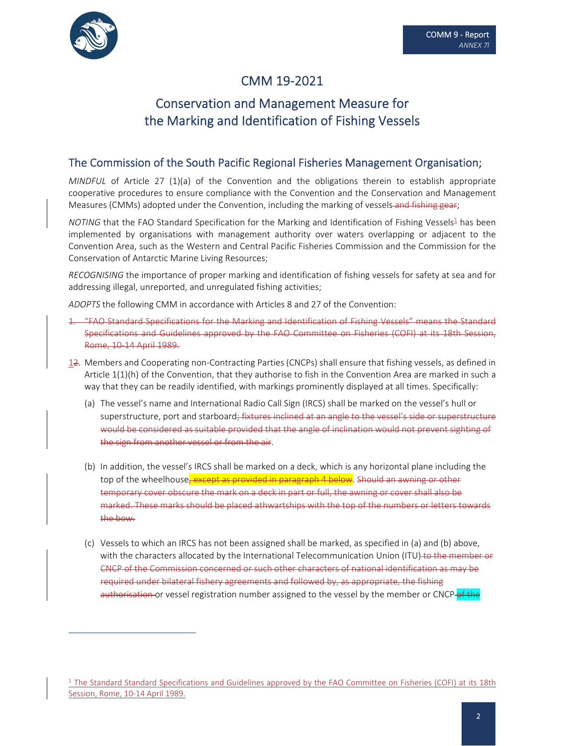# CMM 19-2021

## Conservation and Management Measure for the Marking and Identification of Fishing Vessels

### The Commission of the South Pacific Regional Fisheries Management Organisation;

*MINDFUL* of Article 27 (1)(a) of the Convention and the obligations therein to establish appropriate cooperative procedures to ensure compliance with the Convention and the Conservation and Management Measures (CMMs) adopted under the Convention, including the marking of vessels ~~and fishing gear~~;

*NOTING* that the FAO Standard Specification for the Marking and Identification of Fishing Vessels[1] has been implemented by organisations with management authority over waters overlapping or adjacent to the Convention Area, such as the Western and Central Pacific Fisheries Commission and the Commission for the Conservation of Antarctic Marine Living Resources;

*RECOGNISING* the importance of proper marking and identification of fishing vessels for safety at sea and for addressing illegal, unreported, and unregulated fishing activities;

*ADOPTS* the following CMM in accordance with Articles 8 and 27 of the Convention:

~~1. "FAO Standard Specifications for the Marking and Identification of Fishing Vessels" means the Standard Specifications and Guidelines approved by the FAO Committee on Fisheries (COFI) at its 18th Session, Rome, 10-14 April 1989.~~

1~~2~~. Members and Cooperating non-Contracting Parties (CNCPs) shall ensure that fishing vessels, as defined in Article 1(1)(h) of the Convention, that they authorise to fish in the Convention Area are marked in such a way that they can be readily identified, with markings prominently displayed at all times. Specifically:

(a) The vessel's name and International Radio Call Sign (IRCS) shall be marked on the vessel's hull or superstructure, port and starboard~~; fixtures inclined at an angle to the vessel's side or superstructure would be considered as suitable provided that the angle of inclination would not prevent sighting of the sign from another vessel or from the air~~.

(b) In addition, the vessel's IRCS shall be marked on a deck, which is any horizontal plane including the top of the wheelhouse~~, except as provided in paragraph 4 below~~. ~~Should an awning or other temporary cover obscure the mark on a deck in part or full, the awning or cover shall also be marked. These marks should be placed athwartships with the top of the numbers or letters towards the bow.~~

(c) Vessels to which an IRCS has not been assigned shall be marked, as specified in (a) and (b) above, with the characters allocated by the International Telecommunication Union (ITU) ~~to the member or CNCP of the Commission concerned or such other characters of national identification as may be required under bilateral fishery agreements and followed by, as appropriate, the fishing authorisation~~ or vessel registration number assigned to the vessel by the member or CNCP ~~of the~~

---

[1] The Standard Standard Specifications and Guidelines approved by the FAO Committee on Fisheries (COFI) at its 18th Session, Rome, 10-14 April 1989.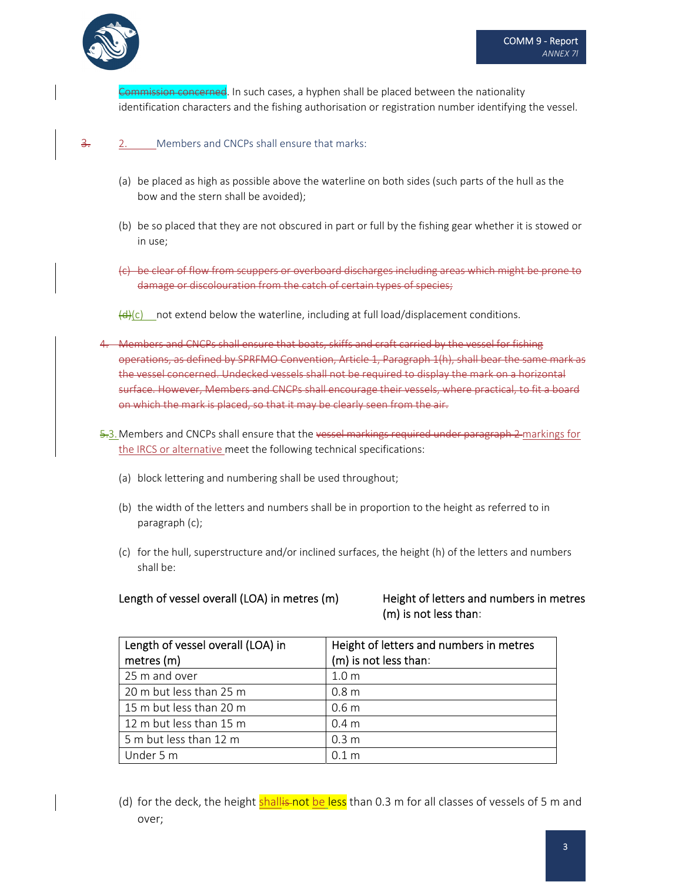Commission concerned. In such cases, a hyphen shall be placed between the nationality identification characters and the fishing authorisation or registration number identifying the vessel.

~~3.~~ 2. Members and CNCPs shall ensure that marks:

(a) be placed as high as possible above the waterline on both sides (such parts of the hull as the bow and the stern shall be avoided);

(b) be so placed that they are not obscured in part or full by the fishing gear whether it is stowed or in use;

~~(c) be clear of flow from scuppers or overboard discharges including areas which might be prone to damage or discolouration from the catch of certain types of species;~~

~~(d)~~(c) not extend below the waterline, including at full load/displacement conditions.

~~4. Members and CNCPs shall ensure that boats, skiffs and craft carried by the vessel for fishing operations, as defined by SPRFMO Convention, Article 1, Paragraph 1(h), shall bear the same mark as the vessel concerned. Undecked vessels shall not be required to display the mark on a horizontal surface. However, Members and CNCPs shall encourage their vessels, where practical, to fit a board on which the mark is placed, so that it may be clearly seen from the air.~~

~~5.~~3. Members and CNCPs shall ensure that the ~~vessel markings required under paragraph 2~~ markings for the IRCS or alternative meet the following technical specifications:

(a) block lettering and numbering shall be used throughout;

(b) the width of the letters and numbers shall be in proportion to the height as referred to in paragraph (c);

(c) for the hull, superstructure and/or inclined surfaces, the height (h) of the letters and numbers shall be:

~~Length of vessel overall (LOA) in metres (m)~~ ~~Height of letters and numbers in metres (m) is not less than:~~

| Length of vessel overall (LOA) in metres (m) | Height of letters and numbers in metres (m) is not less than: |
|---|---|
| 25 m and over | 1.0 m |
| 20 m but less than 25 m | 0.8 m |
| 15 m but less than 20 m | 0.6 m |
| 12 m but less than 15 m | 0.4 m |
| 5 m but less than 12 m | 0.3 m |
| Under 5 m | 0.1 m |

(d) for the deck, the height shall ~~is~~ not be less than 0.3 m for all classes of vessels of 5 m and over;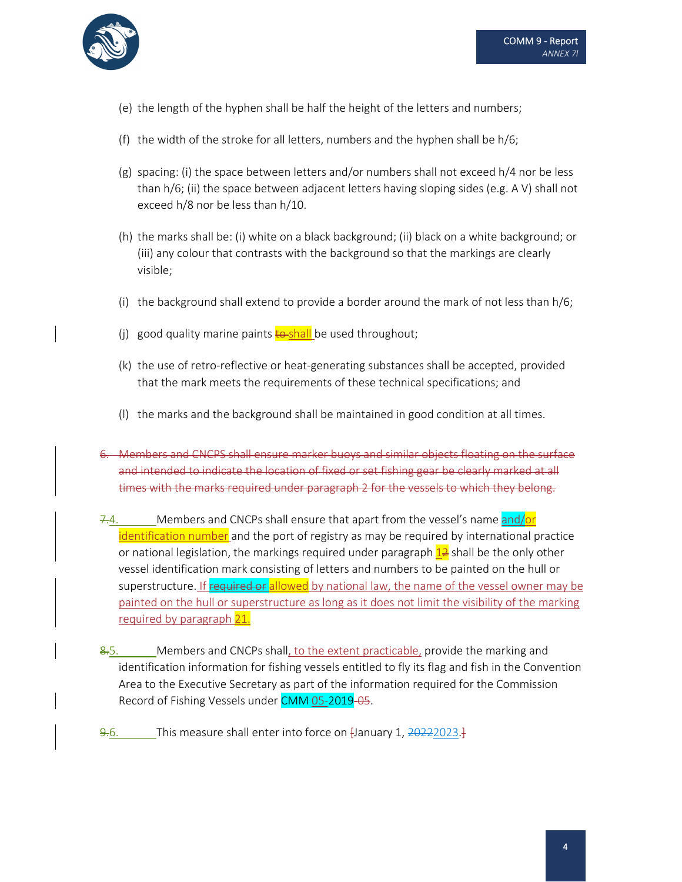(e) the length of the hyphen shall be half the height of the letters and numbers;

(f) the width of the stroke for all letters, numbers and the hyphen shall be h/6;

(g) spacing: (i) the space between letters and/or numbers shall not exceed h/4 nor be less than h/6; (ii) the space between adjacent letters having sloping sides (e.g. A V) shall not exceed h/8 nor be less than h/10.

(h) the marks shall be: (i) white on a black background; (ii) black on a white background; or (iii) any colour that contrasts with the background so that the markings are clearly visible;

(i) the background shall extend to provide a border around the mark of not less than h/6;

(j) good quality marine paints ~~to~~ shall be used throughout;

(k) the use of retro-reflective or heat-generating substances shall be accepted, provided that the mark meets the requirements of these technical specifications; and

(l) the marks and the background shall be maintained in good condition at all times.

~~6. Members and CNCPS shall ensure marker buoys and similar objects floating on the surface and intended to indicate the location of fixed or set fishing gear be clearly marked at all times with the marks required under paragraph 2 for the vessels to which they belong.~~

~~7.~~4. Members and CNCPs shall ensure that apart from the vessel's name and/or identification number and the port of registry as may be required by international practice or national legislation, the markings required under paragraph 1~~2~~ shall be the only other vessel identification mark consisting of letters and numbers to be painted on the hull or superstructure. If ~~required or~~ allowed by national law, the name of the vessel owner may be painted on the hull or superstructure as long as it does not limit the visibility of the marking required by paragraph ~~2~~1.

~~8.~~5. Members and CNCPs shall, to the extent practicable, provide the marking and identification information for fishing vessels entitled to fly its flag and fish in the Convention Area to the Executive Secretary as part of the information required for the Commission Record of Fishing Vessels under CMM 05-2019~~-05~~.

~~9.~~6. This measure shall enter into force on ~~[~~January 1, ~~2022~~2023.~~]~~